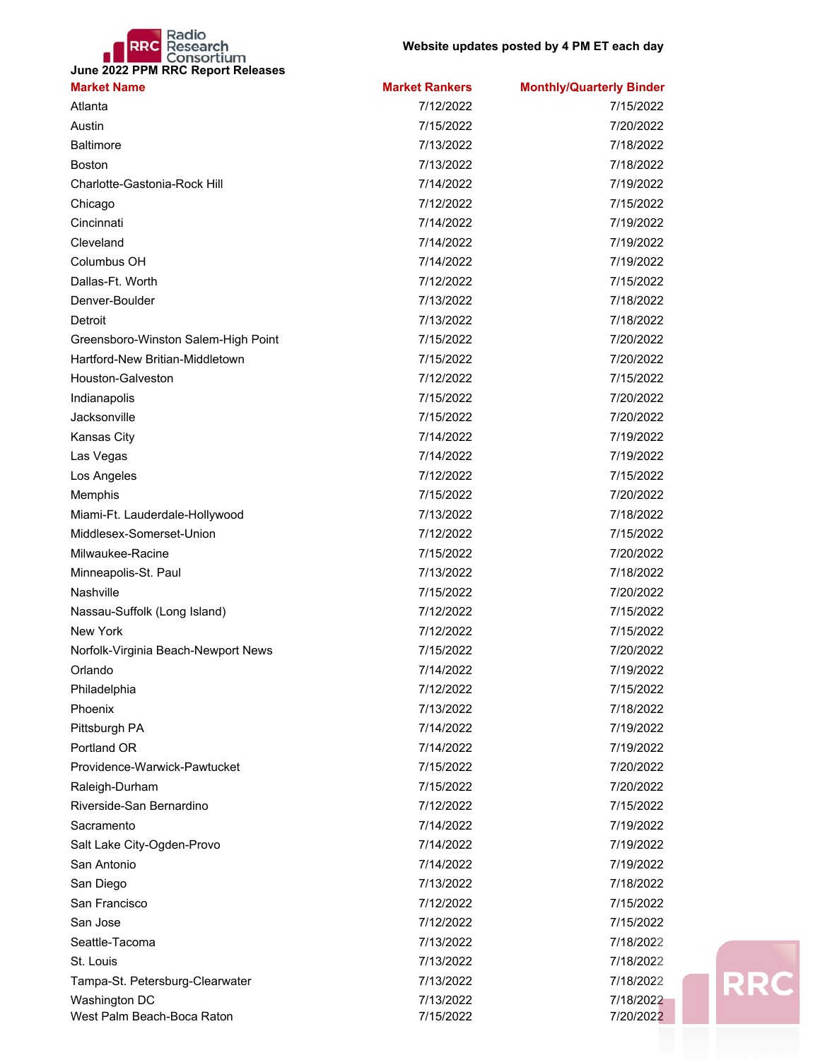Radio Research Consortium

**June 2022 PPM RRC Report Releases**

**Website updates posted by 4 PM ET each day**

| Market Name | Market Rankers | Monthly/Quarterly Binder |
|---|---|---|
| Atlanta | 7/12/2022 | 7/15/2022 |
| Austin | 7/15/2022 | 7/20/2022 |
| Baltimore | 7/13/2022 | 7/18/2022 |
| Boston | 7/13/2022 | 7/18/2022 |
| Charlotte-Gastonia-Rock Hill | 7/14/2022 | 7/19/2022 |
| Chicago | 7/12/2022 | 7/15/2022 |
| Cincinnati | 7/14/2022 | 7/19/2022 |
| Cleveland | 7/14/2022 | 7/19/2022 |
| Columbus OH | 7/14/2022 | 7/19/2022 |
| Dallas-Ft. Worth | 7/12/2022 | 7/15/2022 |
| Denver-Boulder | 7/13/2022 | 7/18/2022 |
| Detroit | 7/13/2022 | 7/18/2022 |
| Greensboro-Winston Salem-High Point | 7/15/2022 | 7/20/2022 |
| Hartford-New Britian-Middletown | 7/15/2022 | 7/20/2022 |
| Houston-Galveston | 7/12/2022 | 7/15/2022 |
| Indianapolis | 7/15/2022 | 7/20/2022 |
| Jacksonville | 7/15/2022 | 7/20/2022 |
| Kansas City | 7/14/2022 | 7/19/2022 |
| Las Vegas | 7/14/2022 | 7/19/2022 |
| Los Angeles | 7/12/2022 | 7/15/2022 |
| Memphis | 7/15/2022 | 7/20/2022 |
| Miami-Ft. Lauderdale-Hollywood | 7/13/2022 | 7/18/2022 |
| Middlesex-Somerset-Union | 7/12/2022 | 7/15/2022 |
| Milwaukee-Racine | 7/15/2022 | 7/20/2022 |
| Minneapolis-St. Paul | 7/13/2022 | 7/18/2022 |
| Nashville | 7/15/2022 | 7/20/2022 |
| Nassau-Suffolk (Long Island) | 7/12/2022 | 7/15/2022 |
| New York | 7/12/2022 | 7/15/2022 |
| Norfolk-Virginia Beach-Newport News | 7/15/2022 | 7/20/2022 |
| Orlando | 7/14/2022 | 7/19/2022 |
| Philadelphia | 7/12/2022 | 7/15/2022 |
| Phoenix | 7/13/2022 | 7/18/2022 |
| Pittsburgh PA | 7/14/2022 | 7/19/2022 |
| Portland OR | 7/14/2022 | 7/19/2022 |
| Providence-Warwick-Pawtucket | 7/15/2022 | 7/20/2022 |
| Raleigh-Durham | 7/15/2022 | 7/20/2022 |
| Riverside-San Bernardino | 7/12/2022 | 7/15/2022 |
| Sacramento | 7/14/2022 | 7/19/2022 |
| Salt Lake City-Ogden-Provo | 7/14/2022 | 7/19/2022 |
| San Antonio | 7/14/2022 | 7/19/2022 |
| San Diego | 7/13/2022 | 7/18/2022 |
| San Francisco | 7/12/2022 | 7/15/2022 |
| San Jose | 7/12/2022 | 7/15/2022 |
| Seattle-Tacoma | 7/13/2022 | 7/18/2022 |
| St. Louis | 7/13/2022 | 7/18/2022 |
| Tampa-St. Petersburg-Clearwater | 7/13/2022 | 7/18/2022 |
| Washington DC | 7/13/2022 | 7/18/2022 |
| West Palm Beach-Boca Raton | 7/15/2022 | 7/20/2022 |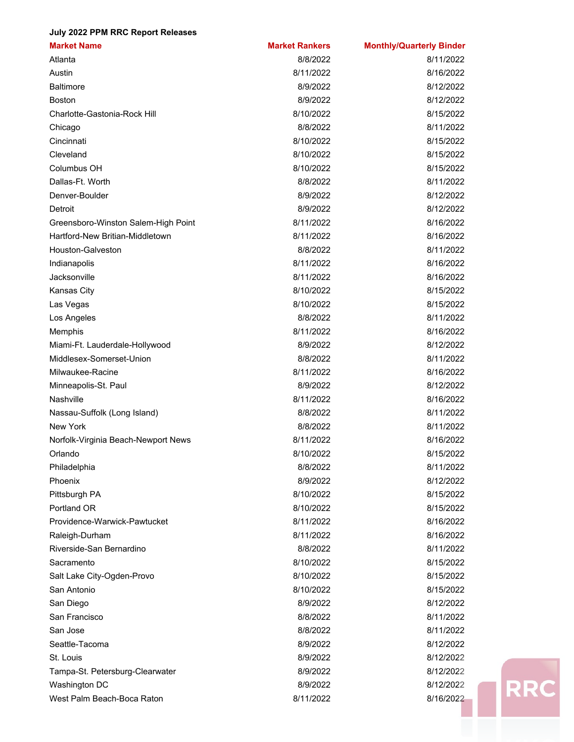**July 2022 PPM RRC Report Releases**

| Market Name | Market Rankers | Monthly/Quarterly Binder |
|---|---|---|
| Atlanta | 8/8/2022 | 8/11/2022 |
| Austin | 8/11/2022 | 8/16/2022 |
| Baltimore | 8/9/2022 | 8/12/2022 |
| Boston | 8/9/2022 | 8/12/2022 |
| Charlotte-Gastonia-Rock Hill | 8/10/2022 | 8/15/2022 |
| Chicago | 8/8/2022 | 8/11/2022 |
| Cincinnati | 8/10/2022 | 8/15/2022 |
| Cleveland | 8/10/2022 | 8/15/2022 |
| Columbus OH | 8/10/2022 | 8/15/2022 |
| Dallas-Ft. Worth | 8/8/2022 | 8/11/2022 |
| Denver-Boulder | 8/9/2022 | 8/12/2022 |
| Detroit | 8/9/2022 | 8/12/2022 |
| Greensboro-Winston Salem-High Point | 8/11/2022 | 8/16/2022 |
| Hartford-New Britian-Middletown | 8/11/2022 | 8/16/2022 |
| Houston-Galveston | 8/8/2022 | 8/11/2022 |
| Indianapolis | 8/11/2022 | 8/16/2022 |
| Jacksonville | 8/11/2022 | 8/16/2022 |
| Kansas City | 8/10/2022 | 8/15/2022 |
| Las Vegas | 8/10/2022 | 8/15/2022 |
| Los Angeles | 8/8/2022 | 8/11/2022 |
| Memphis | 8/11/2022 | 8/16/2022 |
| Miami-Ft. Lauderdale-Hollywood | 8/9/2022 | 8/12/2022 |
| Middlesex-Somerset-Union | 8/8/2022 | 8/11/2022 |
| Milwaukee-Racine | 8/11/2022 | 8/16/2022 |
| Minneapolis-St. Paul | 8/9/2022 | 8/12/2022 |
| Nashville | 8/11/2022 | 8/16/2022 |
| Nassau-Suffolk (Long Island) | 8/8/2022 | 8/11/2022 |
| New York | 8/8/2022 | 8/11/2022 |
| Norfolk-Virginia Beach-Newport News | 8/11/2022 | 8/16/2022 |
| Orlando | 8/10/2022 | 8/15/2022 |
| Philadelphia | 8/8/2022 | 8/11/2022 |
| Phoenix | 8/9/2022 | 8/12/2022 |
| Pittsburgh PA | 8/10/2022 | 8/15/2022 |
| Portland OR | 8/10/2022 | 8/15/2022 |
| Providence-Warwick-Pawtucket | 8/11/2022 | 8/16/2022 |
| Raleigh-Durham | 8/11/2022 | 8/16/2022 |
| Riverside-San Bernardino | 8/8/2022 | 8/11/2022 |
| Sacramento | 8/10/2022 | 8/15/2022 |
| Salt Lake City-Ogden-Provo | 8/10/2022 | 8/15/2022 |
| San Antonio | 8/10/2022 | 8/15/2022 |
| San Diego | 8/9/2022 | 8/12/2022 |
| San Francisco | 8/8/2022 | 8/11/2022 |
| San Jose | 8/8/2022 | 8/11/2022 |
| Seattle-Tacoma | 8/9/2022 | 8/12/2022 |
| St. Louis | 8/9/2022 | 8/12/2022 |
| Tampa-St. Petersburg-Clearwater | 8/9/2022 | 8/12/2022 |
| Washington DC | 8/9/2022 | 8/12/2022 |
| West Palm Beach-Boca Raton | 8/11/2022 | 8/16/2022 |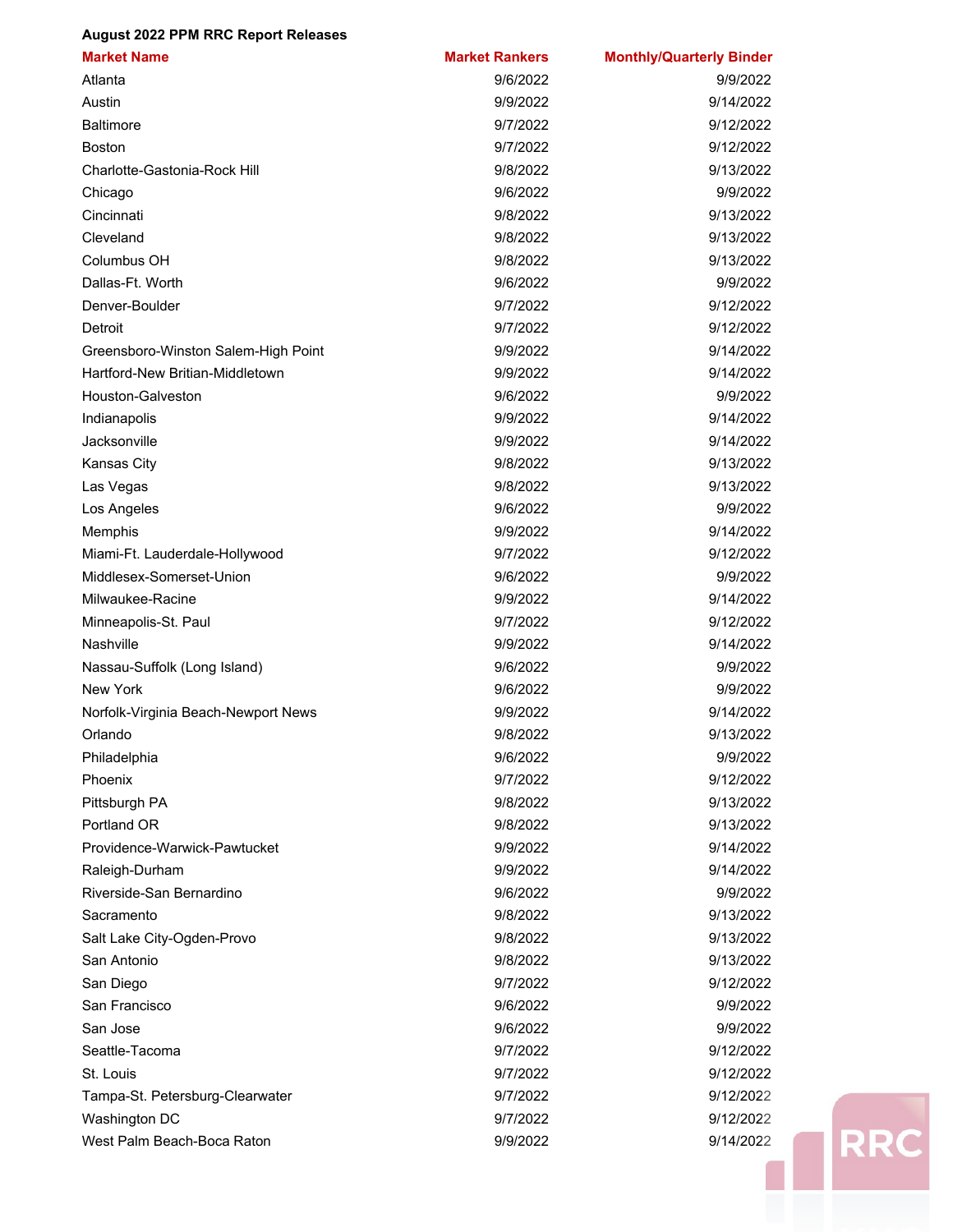**August 2022 PPM RRC Report Releases**

| Market Name | Market Rankers | Monthly/Quarterly Binder |
|---|---|---|
| Atlanta | 9/6/2022 | 9/9/2022 |
| Austin | 9/9/2022 | 9/14/2022 |
| Baltimore | 9/7/2022 | 9/12/2022 |
| Boston | 9/7/2022 | 9/12/2022 |
| Charlotte-Gastonia-Rock Hill | 9/8/2022 | 9/13/2022 |
| Chicago | 9/6/2022 | 9/9/2022 |
| Cincinnati | 9/8/2022 | 9/13/2022 |
| Cleveland | 9/8/2022 | 9/13/2022 |
| Columbus OH | 9/8/2022 | 9/13/2022 |
| Dallas-Ft. Worth | 9/6/2022 | 9/9/2022 |
| Denver-Boulder | 9/7/2022 | 9/12/2022 |
| Detroit | 9/7/2022 | 9/12/2022 |
| Greensboro-Winston Salem-High Point | 9/9/2022 | 9/14/2022 |
| Hartford-New Britian-Middletown | 9/9/2022 | 9/14/2022 |
| Houston-Galveston | 9/6/2022 | 9/9/2022 |
| Indianapolis | 9/9/2022 | 9/14/2022 |
| Jacksonville | 9/9/2022 | 9/14/2022 |
| Kansas City | 9/8/2022 | 9/13/2022 |
| Las Vegas | 9/8/2022 | 9/13/2022 |
| Los Angeles | 9/6/2022 | 9/9/2022 |
| Memphis | 9/9/2022 | 9/14/2022 |
| Miami-Ft. Lauderdale-Hollywood | 9/7/2022 | 9/12/2022 |
| Middlesex-Somerset-Union | 9/6/2022 | 9/9/2022 |
| Milwaukee-Racine | 9/9/2022 | 9/14/2022 |
| Minneapolis-St. Paul | 9/7/2022 | 9/12/2022 |
| Nashville | 9/9/2022 | 9/14/2022 |
| Nassau-Suffolk (Long Island) | 9/6/2022 | 9/9/2022 |
| New York | 9/6/2022 | 9/9/2022 |
| Norfolk-Virginia Beach-Newport News | 9/9/2022 | 9/14/2022 |
| Orlando | 9/8/2022 | 9/13/2022 |
| Philadelphia | 9/6/2022 | 9/9/2022 |
| Phoenix | 9/7/2022 | 9/12/2022 |
| Pittsburgh PA | 9/8/2022 | 9/13/2022 |
| Portland OR | 9/8/2022 | 9/13/2022 |
| Providence-Warwick-Pawtucket | 9/9/2022 | 9/14/2022 |
| Raleigh-Durham | 9/9/2022 | 9/14/2022 |
| Riverside-San Bernardino | 9/6/2022 | 9/9/2022 |
| Sacramento | 9/8/2022 | 9/13/2022 |
| Salt Lake City-Ogden-Provo | 9/8/2022 | 9/13/2022 |
| San Antonio | 9/8/2022 | 9/13/2022 |
| San Diego | 9/7/2022 | 9/12/2022 |
| San Francisco | 9/6/2022 | 9/9/2022 |
| San Jose | 9/6/2022 | 9/9/2022 |
| Seattle-Tacoma | 9/7/2022 | 9/12/2022 |
| St. Louis | 9/7/2022 | 9/12/2022 |
| Tampa-St. Petersburg-Clearwater | 9/7/2022 | 9/12/2022 |
| Washington DC | 9/7/2022 | 9/12/2022 |
| West Palm Beach-Boca Raton | 9/9/2022 | 9/14/2022 |